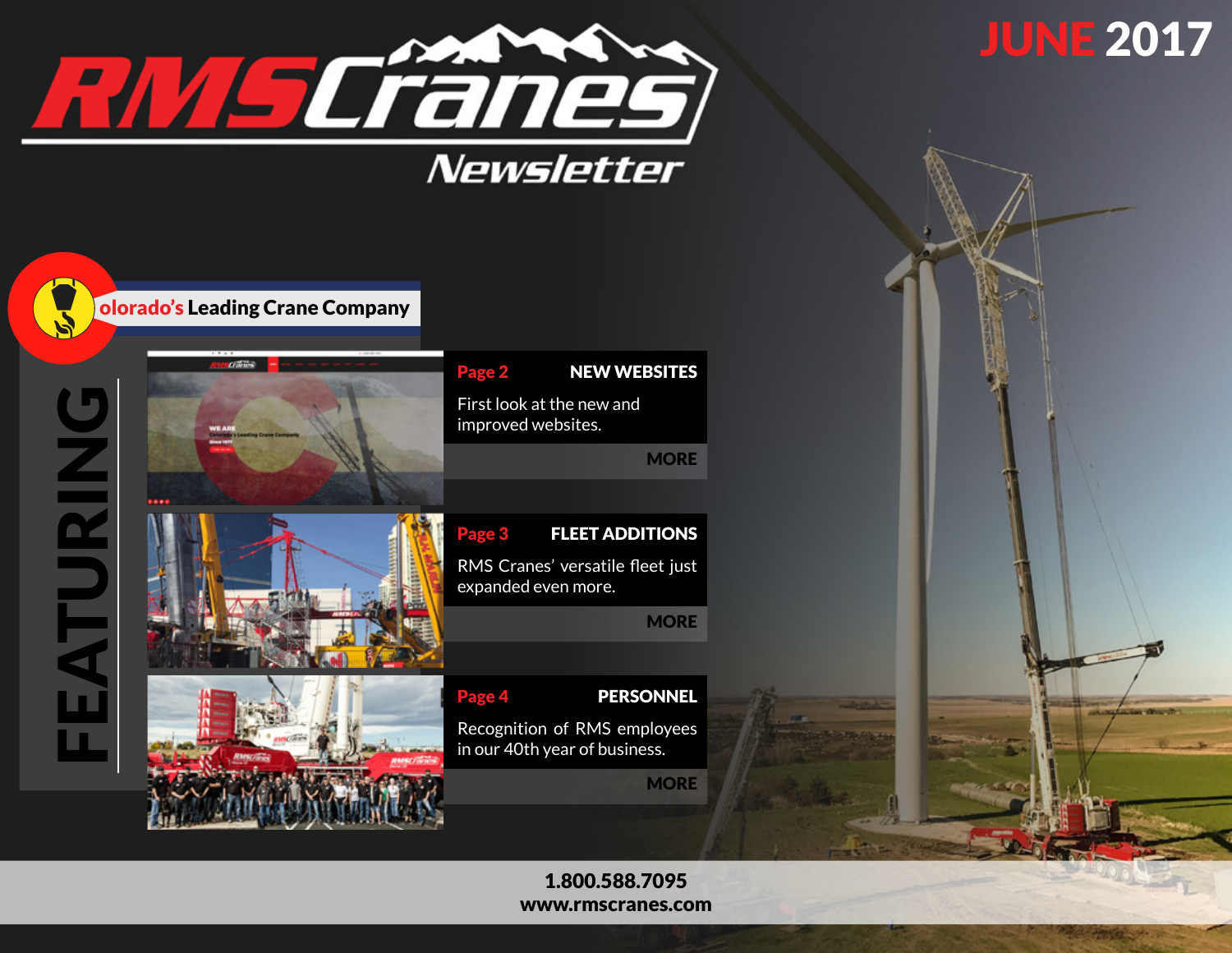# RMS Cranes Newsletter

**JUNE 2017**

olorado's Leading Crane Company

## FEATURING

**Page 2** — **NEW WEBSITES**

First look at the new and improved websites.

MORE

**Page 3** — **FLEET ADDITIONS**

RMS Cranes' versatile fleet just expanded even more.

MORE

**Page 4** — **PERSONNEL**

Recognition of RMS employees in our 40th year of business.

MORE

**1.800.588.7095**
**www.rmscranes.com**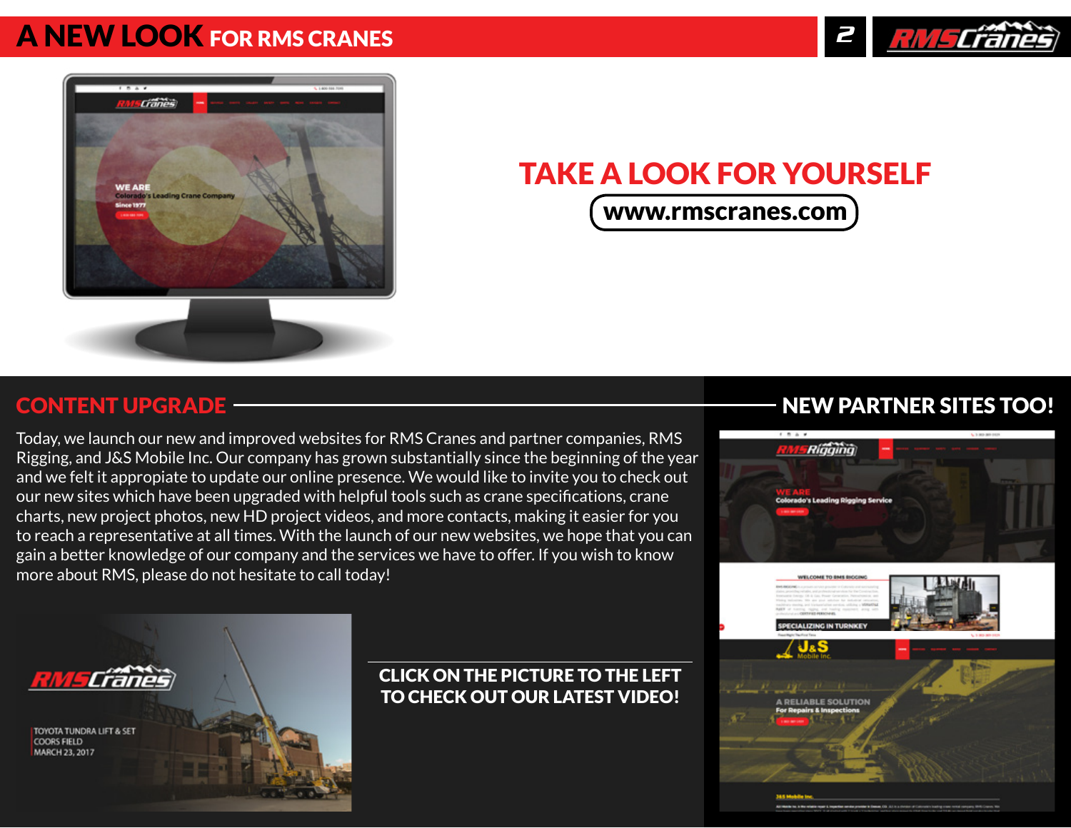# A NEW LOOK FOR RMS CRANES

## TAKE A LOOK FOR YOURSELF

www.rmscranes.com

## CONTENT UPGRADE

Today, we launch our new and improved websites for RMS Cranes and partner companies, RMS Rigging, and J&S Mobile Inc. Our company has grown substantially since the beginning of the year and we felt it appropiate to update our online presence. We would like to invite you to check out our new sites which have been upgraded with helpful tools such as crane specifications, crane charts, new project photos, new HD project videos, and more contacts, making it easier for you to reach a representative at all times. With the launch of our new websites, we hope that you can gain a better knowledge of our company and the services we have to offer. If you wish to know more about RMS, please do not hesitate to call today!

**CLICK ON THE PICTURE TO THE LEFT TO CHECK OUT OUR LATEST VIDEO!**

## NEW PARTNER SITES TOO!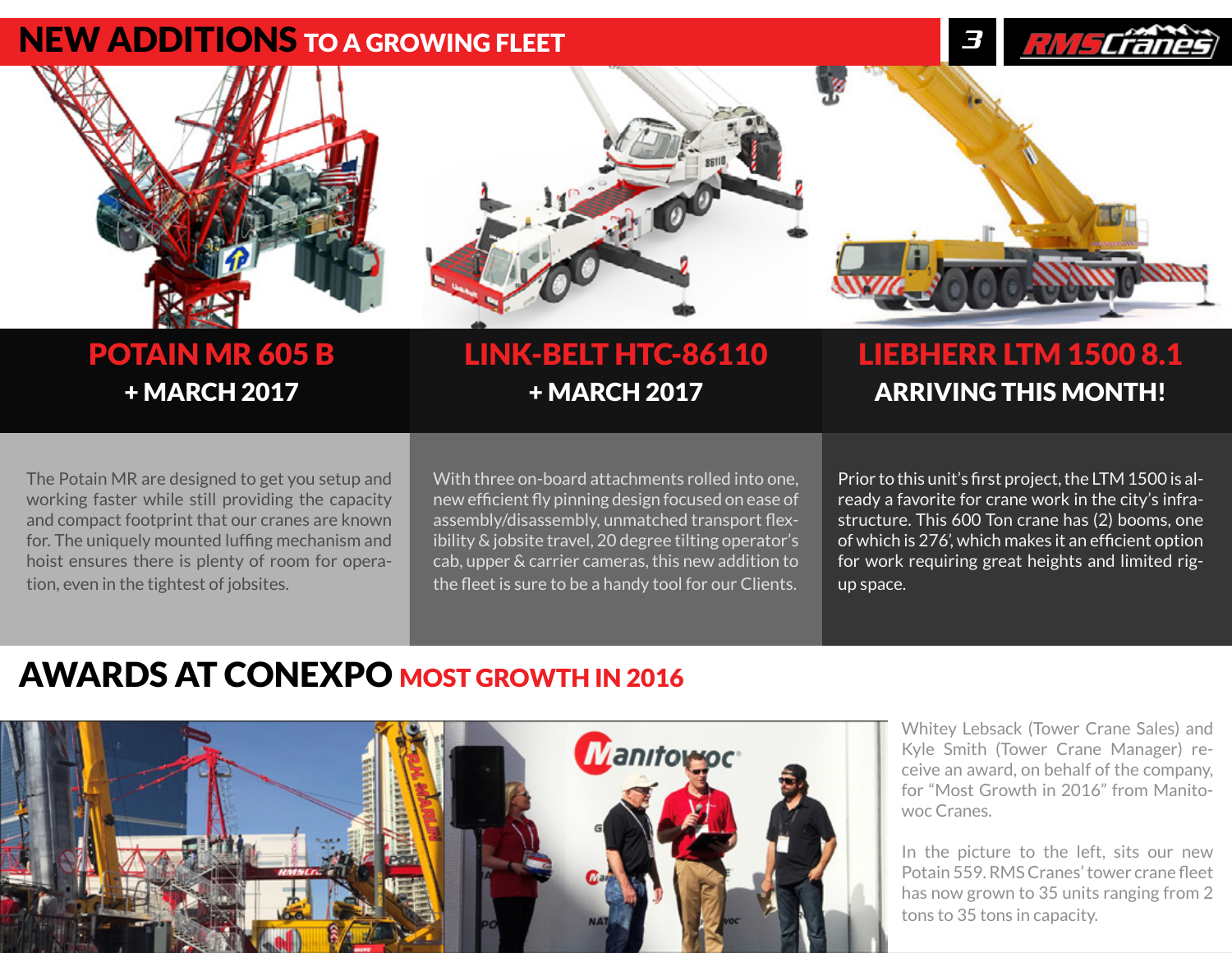# NEW ADDITIONS TO A GROWING FLEET

## POTAIN MR 605 B

**+ MARCH 2017**

The Potain MR are designed to get you setup and working faster while still providing the capacity and compact footprint that our cranes are known for. The uniquely mounted luffing mechanism and hoist ensures there is plenty of room for operation, even in the tightest of jobsites.

## LINK-BELT HTC-86110

**+ MARCH 2017**

With three on-board attachments rolled into one, new efficient fly pinning design focused on ease of assembly/disassembly, unmatched transport flexibility & jobsite travel, 20 degree tilting operator's cab, upper & carrier cameras, this new addition to the fleet is sure to be a handy tool for our Clients.

## LIEBHERR LTM 1500 8.1

**ARRIVING THIS MONTH!**

Prior to this unit's first project, the LTM 1500 is already a favorite for crane work in the city's infrastructure. This 600 Ton crane has (2) booms, one of which is 276', which makes it an efficient option for work requiring great heights and limited rig-up space.

# AWARDS AT CONEXPO MOST GROWTH IN 2016

Whitey Lebsack (Tower Crane Sales) and Kyle Smith (Tower Crane Manager) receive an award, on behalf of the company, for "Most Growth in 2016" from Manitowoc Cranes.

In the picture to the left, sits our new Potain 559. RMS Cranes' tower crane fleet has now grown to 35 units ranging from 2 tons to 35 tons in capacity.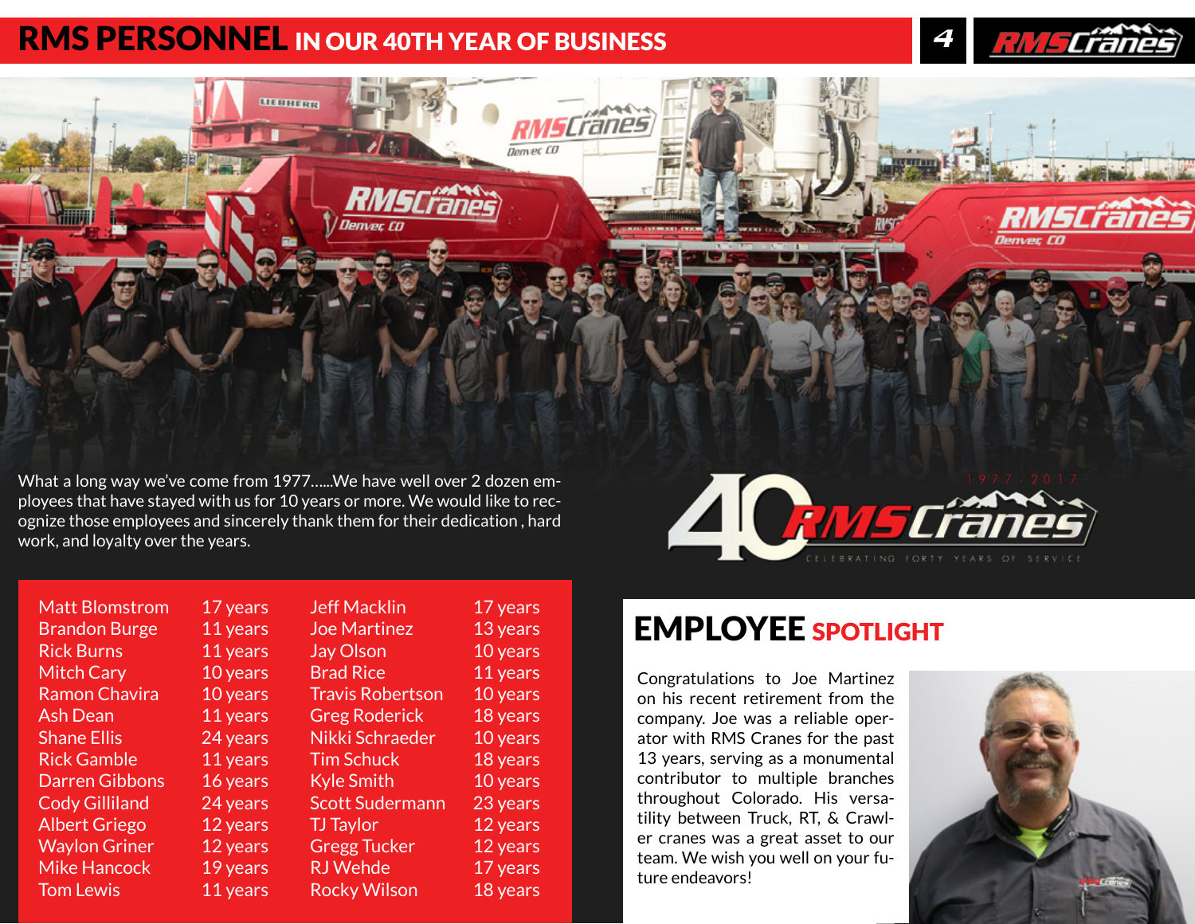# RMS PERSONNEL IN OUR 40TH YEAR OF BUSINESS

What a long way we've come from 1977......We have well over 2 dozen employees that have stayed with us for 10 years or more. We would like to recognize those employees and sincerely thank them for their dedication , hard work, and loyalty over the years.

40 RMS Cranes 1977 - 2017 CELEBRATING FORTY YEARS OF SERVICE

| Name | Years | Name | Years |
|---|---|---|---|
| Matt Blomstrom | 17 years | Jeff Macklin | 17 years |
| Brandon Burge | 11 years | Joe Martinez | 13 years |
| Rick Burns | 11 years | Jay Olson | 10 years |
| Mitch Cary | 10 years | Brad Rice | 11 years |
| Ramon Chavira | 10 years | Travis Robertson | 10 years |
| Ash Dean | 11 years | Greg Roderick | 18 years |
| Shane Ellis | 24 years | Nikki Schraeder | 10 years |
| Rick Gamble | 11 years | Tim Schuck | 18 years |
| Darren Gibbons | 16 years | Kyle Smith | 10 years |
| Cody Gilliland | 24 years | Scott Sudermann | 23 years |
| Albert Griego | 12 years | TJ Taylor | 12 years |
| Waylon Griner | 12 years | Gregg Tucker | 12 years |
| Mike Hancock | 19 years | RJ Wehde | 17 years |
| Tom Lewis | 11 years | Rocky Wilson | 18 years |

## EMPLOYEE SPOTLIGHT

Congratulations to Joe Martinez on his recent retirement from the company. Joe was a reliable operator with RMS Cranes for the past 13 years, serving as a monumental contributor to multiple branches throughout Colorado. His versatility between Truck, RT, & Crawler cranes was a great asset to our team. We wish you well on your future endeavors!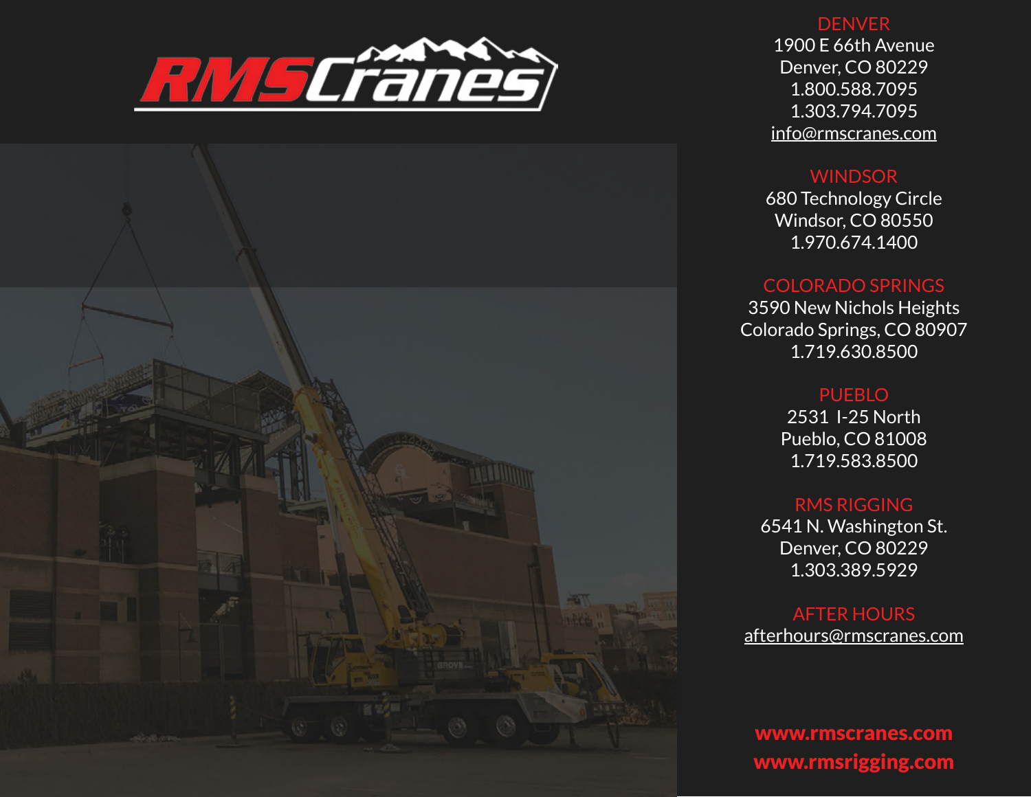RMS Cranes

**DENVER**
1900 E 66th Avenue
Denver, CO 80229
1.800.588.7095
1.303.794.7095
info@rmscranes.com

**WINDSOR**
680 Technology Circle
Windsor, CO 80550
1.970.674.1400

**COLORADO SPRINGS**
3590 New Nichols Heights
Colorado Springs, CO 80907
1.719.630.8500

**PUEBLO**
2531 I-25 North
Pueblo, CO 81008
1.719.583.8500

**RMS RIGGING**
6541 N. Washington St.
Denver, CO 80229
1.303.389.5929

**AFTER HOURS**
afterhours@rmscranes.com

**www.rmscranes.com**
**www.rmsrigging.com**